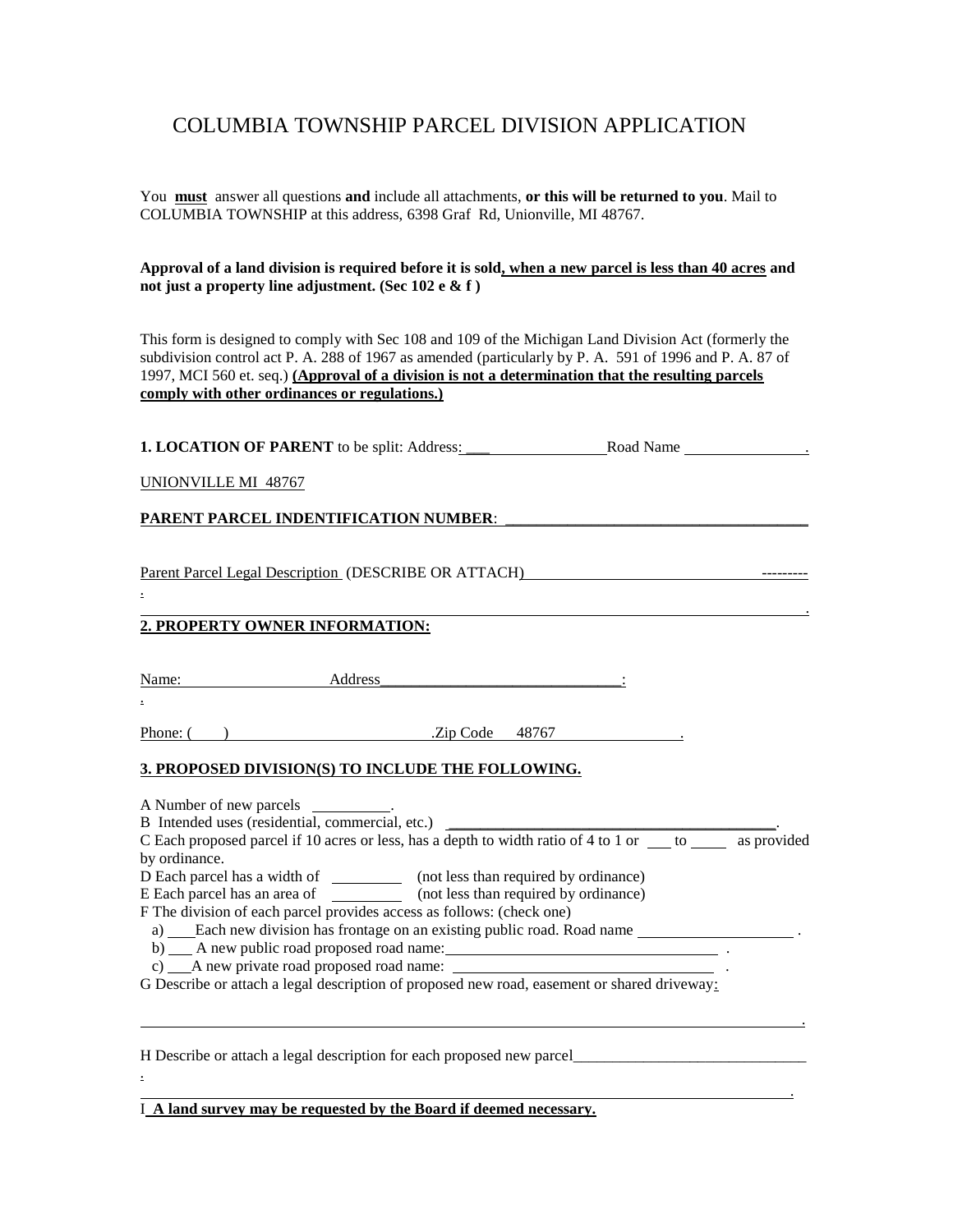# COLUMBIA TOWNSHIP PARCEL DIVISION APPLICATION

You **must** answer all questions **and** include all attachments, **or this will be returned to you**. Mail to COLUMBIA TOWNSHIP at this address, 6398 Graf Rd, Unionville, MI 48767.

**Approval of a land division is required before it is sold, when a new parcel is less than 40 acres and not just a property line adjustment. (Sec 102 e & f )**

This form is designed to comply with Sec 108 and 109 of the Michigan Land Division Act (formerly the subdivision control act P. A. 288 of 1967 as amended (particularly by P. A. 591 of 1996 and P. A. 87 of 1997, MCI 560 et. seq.) **(Approval of a division is not a determination that the resulting parcels comply with other ordinances or regulations.)**

**1. LOCATION OF PARENT** to be split: Address: ___________________ Road Name _______________.

UNIONVILLE MI 48767

**PARENT PARCEL INDENTIFICATION NUMBER**: _____________________________________

Parent Parcel Legal Description (DESCRIBE OR ATTACH)_______________________________---------

_____________________________________________________________________________________.

**2. PROPERTY OWNER INFORMATION:**

Name: ____________________ Address_______________________________:

Phone: ( ) __________________________.Zip Code 48767 _______________.

**3. PROPOSED DIVISION(S) TO INCLUDE THE FOLLOWING.**

A Number of new parcels __________.

B Intended uses (residential, commercial, etc.) __________________________________________.

C Each proposed parcel if 10 acres or less, has a depth to width ratio of 4 to 1 or ___ to _____ as provided by ordinance.

D Each parcel has a width of _________ (not less than required by ordinance)

E Each parcel has an area of _________ (not less than required by ordinance)

F The division of each parcel provides access as follows: (check one)

a) ___Each new division has frontage on an existing public road. Road name ____________________.

b) ___ A new public road proposed road name:___________________________________.

c) ___A new private road proposed road name: __________________________________.

G Describe or attach a legal description of proposed new road, easement or shared driveway:

_____________________________________________________________________________________.

H Describe or attach a legal description for each proposed new parcel_______________________________

_____________________________________________________________________________________.

I **A land survey may be requested by the Board if deemed necessary.**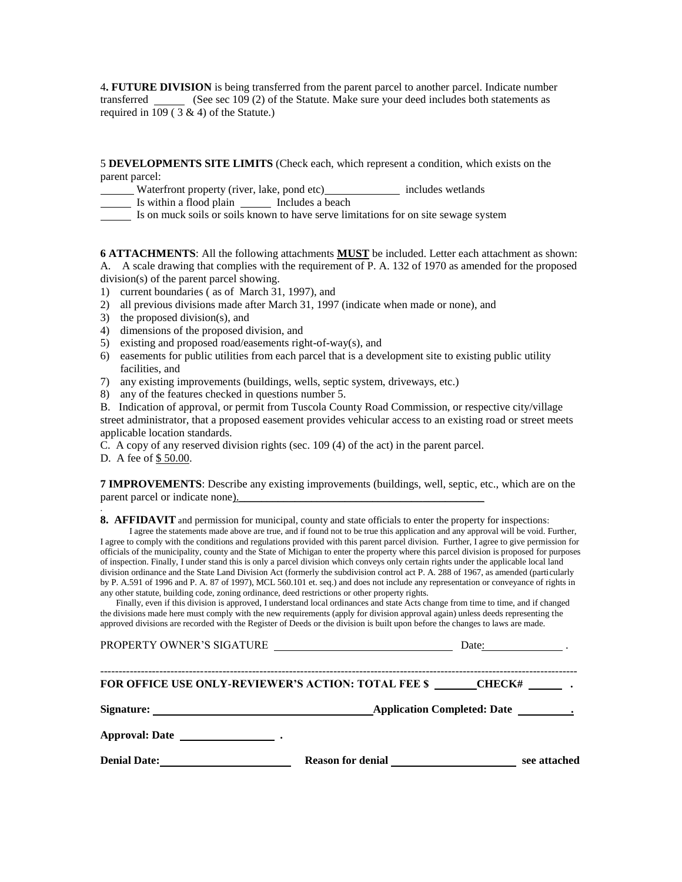4. **FUTURE DIVISION** is being transferred from the parent parcel to another parcel. Indicate number transferred \_\_\_\_\_ (See sec 109 (2) of the Statute. Make sure your deed includes both statements as required in 109 ( 3 & 4) of the Statute.)

5 **DEVELOPMENTS SITE LIMITS** (Check each, which represent a condition, which exists on the parent parcel:

\_\_\_\_\_ Waterfront property (river, lake, pond etc)\_\_\_\_\_\_\_\_\_\_\_ includes wetlands

\_\_\_\_\_ Is within a flood plain \_\_\_\_\_ Includes a beach

\_\_\_\_\_ Is on muck soils or soils known to have serve limitations for on site sewage system

**6 ATTACHMENTS**: All the following attachments **MUST** be included. Letter each attachment as shown:

A. A scale drawing that complies with the requirement of P. A. 132 of 1970 as amended for the proposed division(s) of the parent parcel showing.

1) current boundaries ( as of March 31, 1997), and
2) all previous divisions made after March 31, 1997 (indicate when made or none), and
3) the proposed division(s), and
4) dimensions of the proposed division, and
5) existing and proposed road/easements right-of-way(s), and
6) easements for public utilities from each parcel that is a development site to existing public utility facilities, and
7) any existing improvements (buildings, wells, septic system, driveways, etc.)
8) any of the features checked in questions number 5.

B. Indication of approval, or permit from Tuscola County Road Commission, or respective city/village street administrator, that a proposed easement provides vehicular access to an existing road or street meets applicable location standards.

C. A copy of any reserved division rights (sec. 109 (4) of the act) in the parent parcel.

D. A fee of $ 50.00.

**7 IMPROVEMENTS**: Describe any existing improvements (buildings, well, septic, etc., which are on the parent parcel or indicate none).\_\_\_\_\_\_\_\_\_\_\_\_\_\_\_\_\_\_\_\_\_\_\_\_\_\_\_\_\_\_\_\_\_\_\_\_\_\_\_\_

**8. AFFIDAVIT** and permission for municipal, county and state officials to enter the property for inspections:

I agree the statements made above are true, and if found not to be true this application and any approval will be void. Further, I agree to comply with the conditions and regulations provided with this parent parcel division. Further, I agree to give permission for officials of the municipality, county and the State of Michigan to enter the property where this parcel division is proposed for purposes of inspection. Finally, I under stand this is only a parcel division which conveys only certain rights under the applicable local land division ordinance and the State Land Division Act (formerly the subdivision control act P. A. 288 of 1967, as amended (particularly by P. A.591 of 1996 and P. A. 87 of 1997), MCL 560.101 et. seq.) and does not include any representation or conveyance of rights in any other statute, building code, zoning ordinance, deed restrictions or other property rights.

Finally, even if this division is approved, I understand local ordinances and state Acts change from time to time, and if changed the divisions made here must comply with the new requirements (apply for division approval again) unless deeds representing the approved divisions are recorded with the Register of Deeds or the division is built upon before the changes to laws are made.

PROPERTY OWNER'S SIGATURE \_\_\_\_\_\_\_\_\_\_\_\_\_\_\_\_\_\_\_\_\_\_\_\_\_\_\_\_ Date:\_\_\_\_\_\_\_\_\_\_\_\_ .

---

**FOR OFFICE USE ONLY-REVIEWER'S ACTION: TOTAL FEE $ \_\_\_\_\_\_\_CHECK# \_\_\_\_\_ .**

**Signature:** \_\_\_\_\_\_\_\_\_\_\_\_\_\_\_\_\_\_\_\_\_\_\_\_\_\_\_\_\_\_\_\_\_\_\_\_**Application Completed: Date** \_\_\_\_\_\_\_\_\_**.**

**Approval: Date** \_\_\_\_\_\_\_\_\_\_\_\_\_\_\_ **.**

**Denial Date:**\_\_\_\_\_\_\_\_\_\_\_\_\_\_\_\_\_\_\_\_\_ **Reason for denial** \_\_\_\_\_\_\_\_\_\_\_\_\_\_\_\_\_\_\_\_ **see attached**